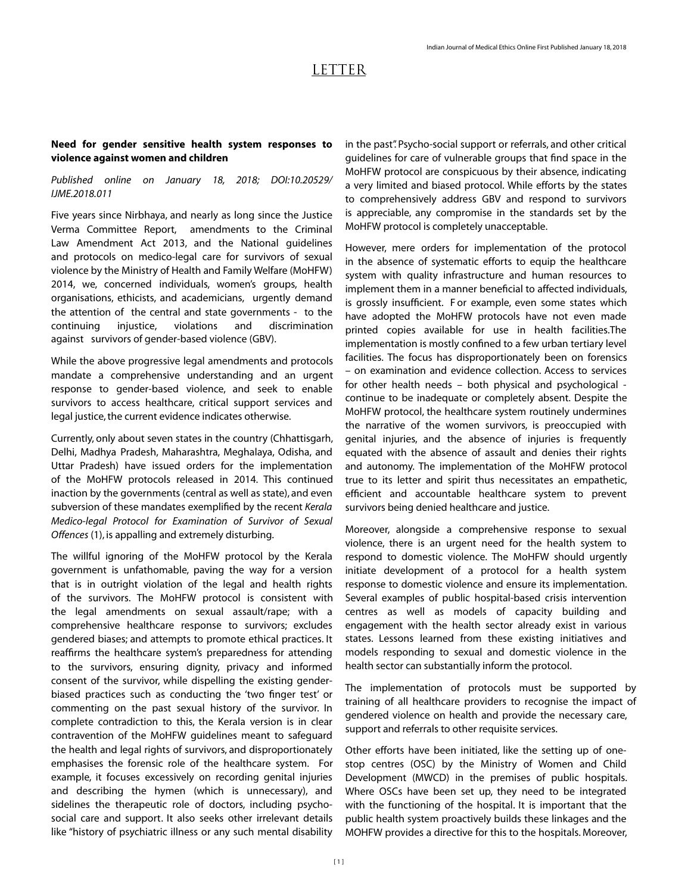# LETTER

**Need for gender sensitive health system responses to violence against women and children**

*Published online on January 18, 2018; DOI:10.20529/IJME.2018.011*

Five years since Nirbhaya, and nearly as long since the Justice Verma Committee Report, amendments to the Criminal Law Amendment Act 2013, and the National guidelines and protocols on medico-legal care for survivors of sexual violence by the Ministry of Health and Family Welfare (MoHFW) 2014, we, concerned individuals, women's groups, health organisations, ethicists, and academicians, urgently demand the attention of the central and state governments - to the continuing injustice, violations and discrimination against survivors of gender-based violence (GBV).

While the above progressive legal amendments and protocols mandate a comprehensive understanding and an urgent response to gender-based violence, and seek to enable survivors to access healthcare, critical support services and legal justice, the current evidence indicates otherwise.

Currently, only about seven states in the country (Chhattisgarh, Delhi, Madhya Pradesh, Maharashtra, Meghalaya, Odisha, and Uttar Pradesh) have issued orders for the implementation of the MoHFW protocols released in 2014. This continued inaction by the governments (central as well as state), and even subversion of these mandates exemplified by the recent *Kerala Medico-legal Protocol for Examination of Survivor of Sexual Offences* (1), is appalling and extremely disturbing.

The willful ignoring of the MoHFW protocol by the Kerala government is unfathomable, paving the way for a version that is in outright violation of the legal and health rights of the survivors. The MoHFW protocol is consistent with the legal amendments on sexual assault/rape; with a comprehensive healthcare response to survivors; excludes gendered biases; and attempts to promote ethical practices. It reaffirms the healthcare system's preparedness for attending to the survivors, ensuring dignity, privacy and informed consent of the survivor, while dispelling the existing gender-biased practices such as conducting the 'two finger test' or commenting on the past sexual history of the survivor. In complete contradiction to this, the Kerala version is in clear contravention of the MoHFW guidelines meant to safeguard the health and legal rights of survivors, and disproportionately emphasises the forensic role of the healthcare system. For example, it focuses excessively on recording genital injuries and describing the hymen (which is unnecessary), and sidelines the therapeutic role of doctors, including psycho-social care and support. It also seeks other irrelevant details like "history of psychiatric illness or any such mental disability in the past". Psycho-social support or referrals, and other critical guidelines for care of vulnerable groups that find space in the MoHFW protocol are conspicuous by their absence, indicating a very limited and biased protocol. While efforts by the states to comprehensively address GBV and respond to survivors is appreciable, any compromise in the standards set by the MoHFW protocol is completely unacceptable.

However, mere orders for implementation of the protocol in the absence of systematic efforts to equip the healthcare system with quality infrastructure and human resources to implement them in a manner beneficial to affected individuals, is grossly insufficient. For example, even some states which have adopted the MoHFW protocols have not even made printed copies available for use in health facilities. The implementation is mostly confined to a few urban tertiary level facilities. The focus has disproportionately been on forensics – on examination and evidence collection. Access to services for other health needs – both physical and psychological - continue to be inadequate or completely absent. Despite the MoHFW protocol, the healthcare system routinely undermines the narrative of the women survivors, is preoccupied with genital injuries, and the absence of injuries is frequently equated with the absence of assault and denies their rights and autonomy. The implementation of the MoHFW protocol true to its letter and spirit thus necessitates an empathetic, efficient and accountable healthcare system to prevent survivors being denied healthcare and justice.

Moreover, alongside a comprehensive response to sexual violence, there is an urgent need for the health system to respond to domestic violence. The MoHFW should urgently initiate development of a protocol for a health system response to domestic violence and ensure its implementation. Several examples of public hospital-based crisis intervention centres as well as models of capacity building and engagement with the health sector already exist in various states. Lessons learned from these existing initiatives and models responding to sexual and domestic violence in the health sector can substantially inform the protocol.

The implementation of protocols must be supported by training of all healthcare providers to recognise the impact of gendered violence on health and provide the necessary care, support and referrals to other requisite services.

Other efforts have been initiated, like the setting up of one-stop centres (OSC) by the Ministry of Women and Child Development (MWCD) in the premises of public hospitals. Where OSCs have been set up, they need to be integrated with the functioning of the hospital. It is important that the public health system proactively builds these linkages and the MOHFW provides a directive for this to the hospitals. Moreover,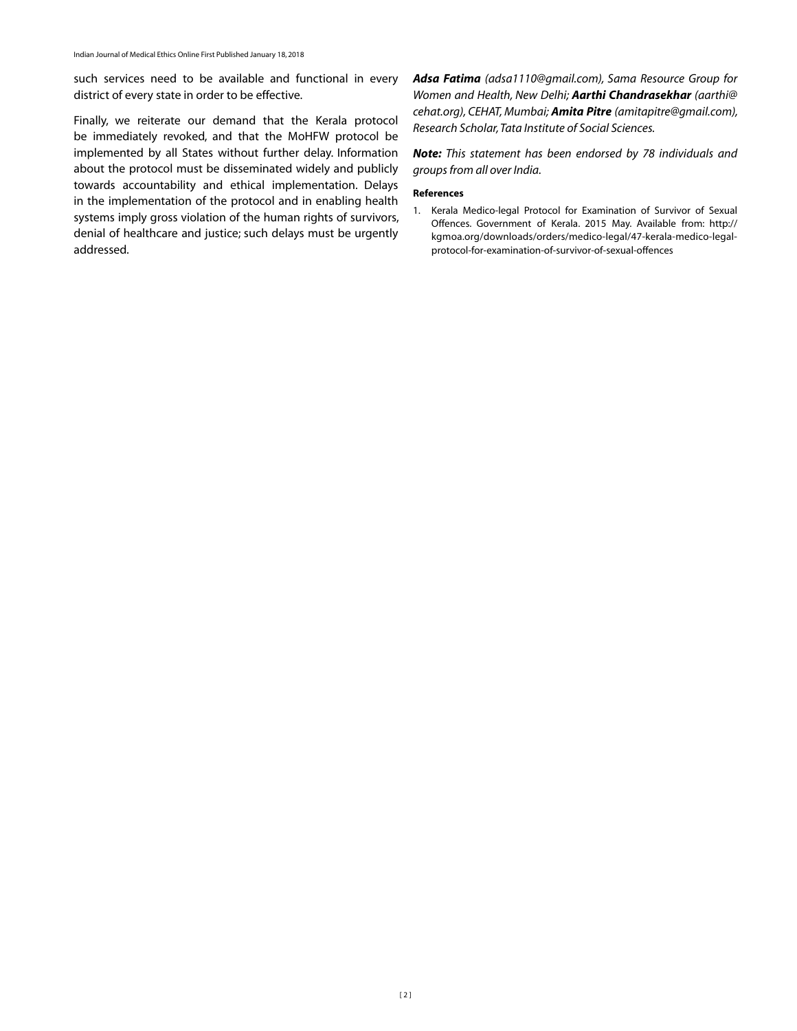such services need to be available and functional in every district of every state in order to be effective.

Finally, we reiterate our demand that the Kerala protocol be immediately revoked, and that the MoHFW protocol be implemented by all States without further delay. Information about the protocol must be disseminated widely and publicly towards accountability and ethical implementation. Delays in the implementation of the protocol and in enabling health systems imply gross violation of the human rights of survivors, denial of healthcare and justice; such delays must be urgently addressed.

***Adsa Fatima*** *(adsa1110@gmail.com), Sama Resource Group for Women and Health, New Delhi;* ***Aarthi Chandrasekhar*** *(aarthi@cehat.org), CEHAT, Mumbai;* ***Amita Pitre*** *(amitapitre@gmail.com), Research Scholar, Tata Institute of Social Sciences.*

***Note:*** *This statement has been endorsed by 78 individuals and groups from all over India.*

#### References

1. Kerala Medico-legal Protocol for Examination of Survivor of Sexual Offences. Government of Kerala. 2015 May. Available from: http://kgmoa.org/downloads/orders/medico-legal/47-kerala-medico-legal-protocol-for-examination-of-survivor-of-sexual-offences